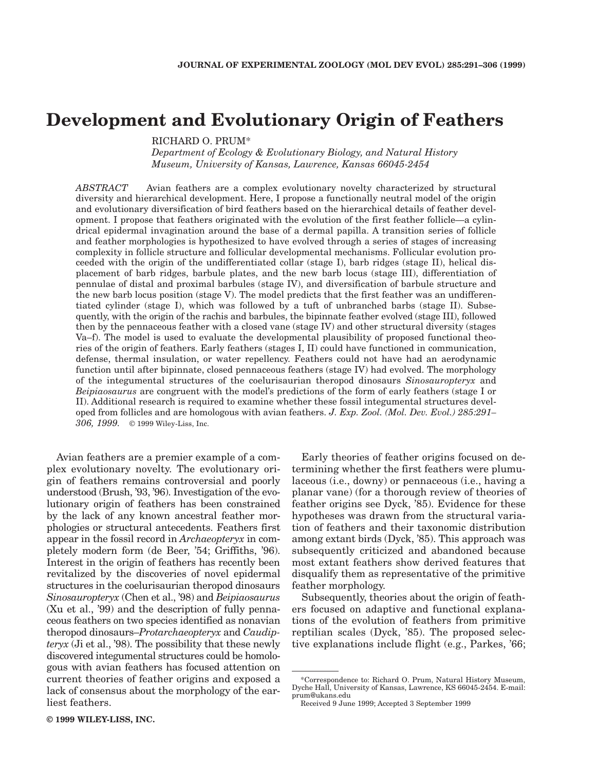# Development and Evolutionary Origin of Feathers

RICHARD O. PRUM*

*Department of Ecology & Evolutionary Biology, and Natural History Museum, University of Kansas, Lawrence, Kansas 66045-2454*

*ABSTRACT* Avian feathers are a complex evolutionary novelty characterized by structural diversity and hierarchical development. Here, I propose a functionally neutral model of the origin and evolutionary diversification of bird feathers based on the hierarchical details of feather development. I propose that feathers originated with the evolution of the first feather follicle—a cylindrical epidermal invagination around the base of a dermal papilla. A transition series of follicle and feather morphologies is hypothesized to have evolved through a series of stages of increasing complexity in follicle structure and follicular developmental mechanisms. Follicular evolution proceeded with the origin of the undifferentiated collar (stage I), barb ridges (stage II), helical displacement of barb ridges, barbule plates, and the new barb locus (stage III), differentiation of pennulae of distal and proximal barbules (stage IV), and diversification of barbule structure and the new barb locus position (stage V). The model predicts that the first feather was an undifferentiated cylinder (stage I), which was followed by a tuft of unbranched barbs (stage II). Subsequently, with the origin of the rachis and barbules, the bipinnate feather evolved (stage III), followed then by the pennaceous feather with a closed vane (stage IV) and other structural diversity (stages Va–f). The model is used to evaluate the developmental plausibility of proposed functional theories of the origin of feathers. Early feathers (stages I, II) could have functioned in communication, defense, thermal insulation, or water repellency. Feathers could not have had an aerodynamic function until after bipinnate, closed pennaceous feathers (stage IV) had evolved. The morphology of the integumental structures of the coelurisaurian theropod dinosaurs *Sinosauropteryx* and *Beipiaosaurus* are congruent with the model's predictions of the form of early feathers (stage I or II). Additional research is required to examine whether these fossil integumental structures developed from follicles and are homologous with avian feathers. *J. Exp. Zool. (Mol. Dev. Evol.) 285:291–306, 1999.* © 1999 Wiley-Liss, Inc.

Avian feathers are a premier example of a complex evolutionary novelty. The evolutionary origin of feathers remains controversial and poorly understood (Brush, '93, '96). Investigation of the evolutionary origin of feathers has been constrained by the lack of any known ancestral feather morphologies or structural antecedents. Feathers first appear in the fossil record in *Archaeopteryx* in completely modern form (de Beer, '54; Griffiths, '96). Interest in the origin of feathers has recently been revitalized by the discoveries of novel epidermal structures in the coelurisaurian theropod dinosaurs *Sinosauropteryx* (Chen et al., '98) and *Beipiaosaurus* (Xu et al., '99) and the description of fully pennaceous feathers on two species identified as nonavian theropod dinosaurs–*Protarchaeopteryx* and *Caudipteryx* (Ji et al., '98). The possibility that these newly discovered integumental structures could be homologous with avian feathers has focused attention on current theories of feather origins and exposed a lack of consensus about the morphology of the earliest feathers.

Early theories of feather origins focused on determining whether the first feathers were plumulaceous (i.e., downy) or pennaceous (i.e., having a planar vane) (for a thorough review of theories of feather origins see Dyck, '85). Evidence for these hypotheses was drawn from the structural variation of feathers and their taxonomic distribution among extant birds (Dyck, '85). This approach was subsequently criticized and abandoned because most extant feathers show derived features that disqualify them as representative of the primitive feather morphology.

Subsequently, theories about the origin of feathers focused on adaptive and functional explanations of the evolution of feathers from primitive reptilian scales (Dyck, '85). The proposed selective explanations include flight (e.g., Parkes, '66;

*Correspondence to: Richard O. Prum, Natural History Museum, Dyche Hall, University of Kansas, Lawrence, KS 66045-2454. E-mail: prum@ukans.edu

Received 9 June 1999; Accepted 3 September 1999

© 1999 WILEY-LISS, INC.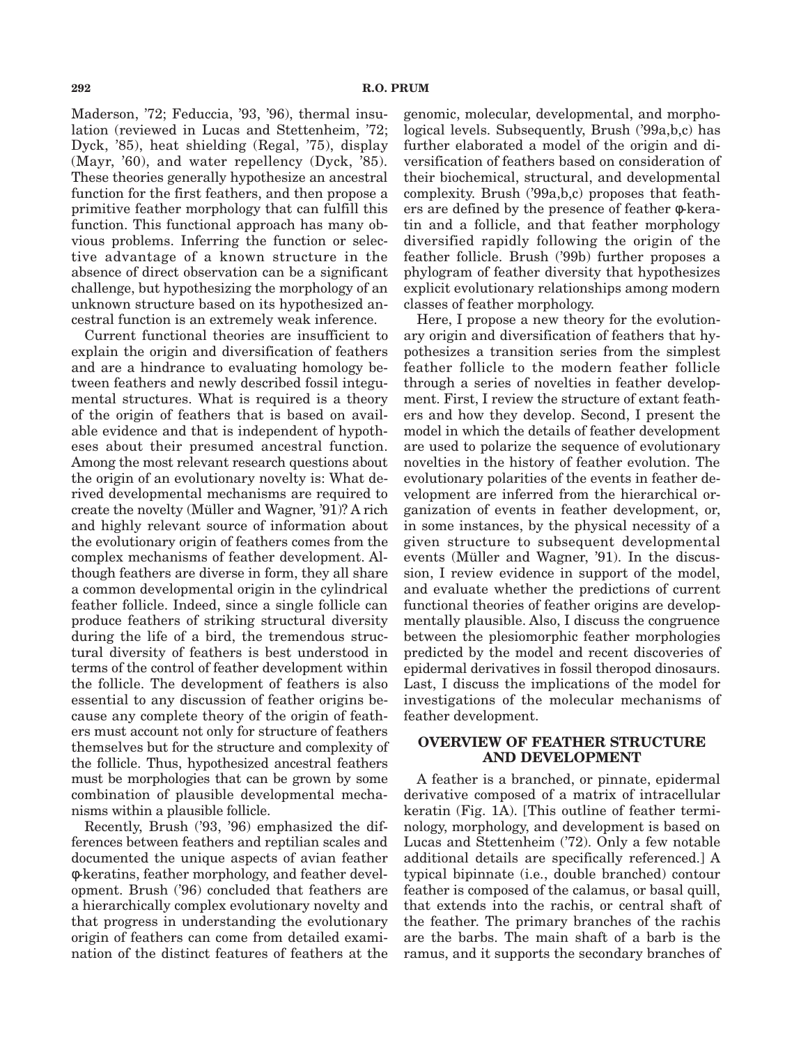Maderson, '72; Feduccia, '93, '96), thermal insulation (reviewed in Lucas and Stettenheim, '72; Dyck, '85), heat shielding (Regal, '75), display (Mayr, '60), and water repellency (Dyck, '85). These theories generally hypothesize an ancestral function for the first feathers, and then propose a primitive feather morphology that can fulfill this function. This functional approach has many obvious problems. Inferring the function or selective advantage of a known structure in the absence of direct observation can be a significant challenge, but hypothesizing the morphology of an unknown structure based on its hypothesized ancestral function is an extremely weak inference.

Current functional theories are insufficient to explain the origin and diversification of feathers and are a hindrance to evaluating homology between feathers and newly described fossil integumental structures. What is required is a theory of the origin of feathers that is based on available evidence and that is independent of hypotheses about their presumed ancestral function. Among the most relevant research questions about the origin of an evolutionary novelty is: What derived developmental mechanisms are required to create the novelty (Müller and Wagner, '91)? A rich and highly relevant source of information about the evolutionary origin of feathers comes from the complex mechanisms of feather development. Although feathers are diverse in form, they all share a common developmental origin in the cylindrical feather follicle. Indeed, since a single follicle can produce feathers of striking structural diversity during the life of a bird, the tremendous structural diversity of feathers is best understood in terms of the control of feather development within the follicle. The development of feathers is also essential to any discussion of feather origins because any complete theory of the origin of feathers must account not only for structure of feathers themselves but for the structure and complexity of the follicle. Thus, hypothesized ancestral feathers must be morphologies that can be grown by some combination of plausible developmental mechanisms within a plausible follicle.

Recently, Brush ('93, '96) emphasized the differences between feathers and reptilian scales and documented the unique aspects of avian feather φ-keratins, feather morphology, and feather development. Brush ('96) concluded that feathers are a hierarchically complex evolutionary novelty and that progress in understanding the evolutionary origin of feathers can come from detailed examination of the distinct features of feathers at the genomic, molecular, developmental, and morphological levels. Subsequently, Brush ('99a,b,c) has further elaborated a model of the origin and diversification of feathers based on consideration of their biochemical, structural, and developmental complexity. Brush ('99a,b,c) proposes that feathers are defined by the presence of feather φ-keratin and a follicle, and that feather morphology diversified rapidly following the origin of the feather follicle. Brush ('99b) further proposes a phylogram of feather diversity that hypothesizes explicit evolutionary relationships among modern classes of feather morphology.

Here, I propose a new theory for the evolutionary origin and diversification of feathers that hypothesizes a transition series from the simplest feather follicle to the modern feather follicle through a series of novelties in feather development. First, I review the structure of extant feathers and how they develop. Second, I present the model in which the details of feather development are used to polarize the sequence of evolutionary novelties in the history of feather evolution. The evolutionary polarities of the events in feather development are inferred from the hierarchical organization of events in feather development, or, in some instances, by the physical necessity of a given structure to subsequent developmental events (Müller and Wagner, '91). In the discussion, I review evidence in support of the model, and evaluate whether the predictions of current functional theories of feather origins are developmentally plausible. Also, I discuss the congruence between the plesiomorphic feather morphologies predicted by the model and recent discoveries of epidermal derivatives in fossil theropod dinosaurs. Last, I discuss the implications of the model for investigations of the molecular mechanisms of feather development.

## OVERVIEW OF FEATHER STRUCTURE AND DEVELOPMENT

A feather is a branched, or pinnate, epidermal derivative composed of a matrix of intracellular keratin (Fig. 1A). [This outline of feather terminology, morphology, and development is based on Lucas and Stettenheim ('72). Only a few notable additional details are specifically referenced.] A typical bipinnate (i.e., double branched) contour feather is composed of the calamus, or basal quill, that extends into the rachis, or central shaft of the feather. The primary branches of the rachis are the barbs. The main shaft of a barb is the ramus, and it supports the secondary branches of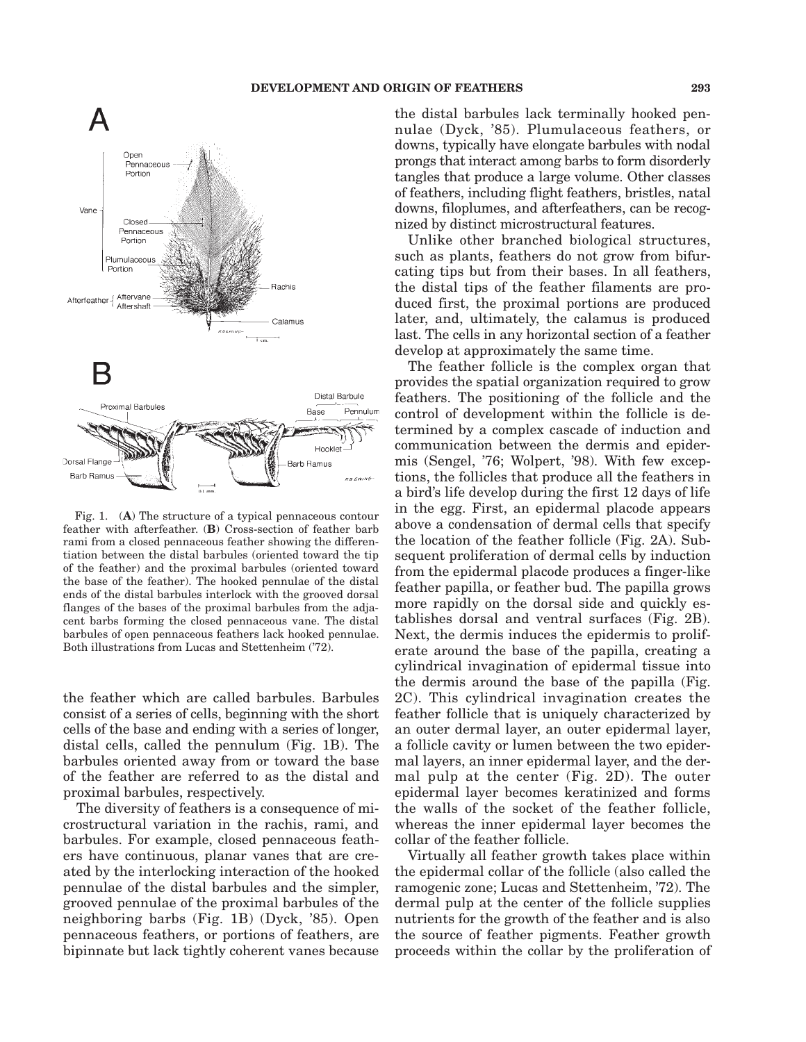A

Open Pennaceous Portion

Vane

Closed Pennaceous Portion

Plumulaceous Portion

Rachis

Afterfeather { Aftervane Aftershaft

Calamus

1 cm.

B

Distal Barbule

Proximal Barbules

Base Pennulum

Hooklet

Dorsal Flange

Barb Ramus

Barb Ramus

0.1 mm.

Fig. 1. (**A**) The structure of a typical pennaceous contour feather with afterfeather. (**B**) Cross-section of feather barb rami from a closed pennaceous feather showing the differentiation between the distal barbules (oriented toward the tip of the feather) and the proximal barbules (oriented toward the base of the feather). The hooked pennulae of the distal ends of the distal barbules interlock with the grooved dorsal flanges of the bases of the proximal barbules from the adjacent barbs forming the closed pennaceous vane. The distal barbules of open pennaceous feathers lack hooked pennulae. Both illustrations from Lucas and Stettenheim ('72).

the feather which are called barbules. Barbules consist of a series of cells, beginning with the short cells of the base and ending with a series of longer, distal cells, called the pennulum (Fig. 1B). The barbules oriented away from or toward the base of the feather are referred to as the distal and proximal barbules, respectively.

The diversity of feathers is a consequence of microstructural variation in the rachis, rami, and barbules. For example, closed pennaceous feathers have continuous, planar vanes that are created by the interlocking interaction of the hooked pennulae of the distal barbules and the simpler, grooved pennulae of the proximal barbules of the neighboring barbs (Fig. 1B) (Dyck, '85). Open pennaceous feathers, or portions of feathers, are bipinnate but lack tightly coherent vanes because the distal barbules lack terminally hooked pennulae (Dyck, '85). Plumulaceous feathers, or downs, typically have elongate barbules with nodal prongs that interact among barbs to form disorderly tangles that produce a large volume. Other classes of feathers, including flight feathers, bristles, natal downs, filoplumes, and afterfeathers, can be recognized by distinct microstructural features.

Unlike other branched biological structures, such as plants, feathers do not grow from bifurcating tips but from their bases. In all feathers, the distal tips of the feather filaments are produced first, the proximal portions are produced later, and, ultimately, the calamus is produced last. The cells in any horizontal section of a feather develop at approximately the same time.

The feather follicle is the complex organ that provides the spatial organization required to grow feathers. The positioning of the follicle and the control of development within the follicle is determined by a complex cascade of induction and communication between the dermis and epidermis (Sengel, '76; Wolpert, '98). With few exceptions, the follicles that produce all the feathers in a bird's life develop during the first 12 days of life in the egg. First, an epidermal placode appears above a condensation of dermal cells that specify the location of the feather follicle (Fig. 2A). Subsequent proliferation of dermal cells by induction from the epidermal placode produces a finger-like feather papilla, or feather bud. The papilla grows more rapidly on the dorsal side and quickly establishes dorsal and ventral surfaces (Fig. 2B). Next, the dermis induces the epidermis to proliferate around the base of the papilla, creating a cylindrical invagination of epidermal tissue into the dermis around the base of the papilla (Fig. 2C). This cylindrical invagination creates the feather follicle that is uniquely characterized by an outer dermal layer, an outer epidermal layer, a follicle cavity or lumen between the two epidermal layers, an inner epidermal layer, and the dermal pulp at the center (Fig. 2D). The outer epidermal layer becomes keratinized and forms the walls of the socket of the feather follicle, whereas the inner epidermal layer becomes the collar of the feather follicle.

Virtually all feather growth takes place within the epidermal collar of the follicle (also called the ramogenic zone; Lucas and Stettenheim, '72). The dermal pulp at the center of the follicle supplies nutrients for the growth of the feather and is also the source of feather pigments. Feather growth proceeds within the collar by the proliferation of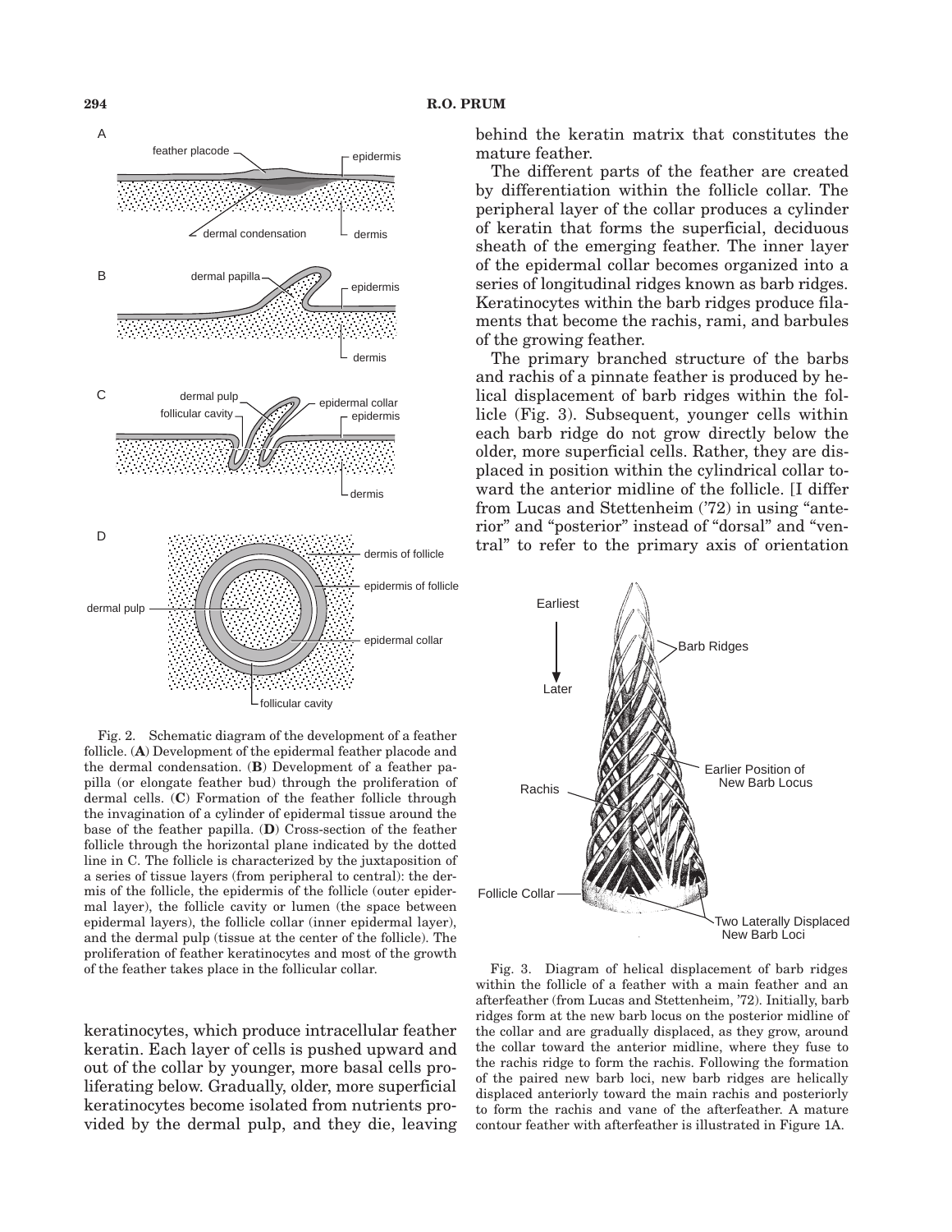Fig. 2. Schematic diagram of the development of a feather follicle. (**A**) Development of the epidermal feather placode and the dermal condensation. (**B**) Development of a feather papilla (or elongate feather bud) through the proliferation of dermal cells. (**C**) Formation of the feather follicle through the invagination of a cylinder of epidermal tissue around the base of the feather papilla. (**D**) Cross-section of the feather follicle through the horizontal plane indicated by the dotted line in C. The follicle is characterized by the juxtaposition of a series of tissue layers (from peripheral to central): the dermis of the follicle, the epidermis of the follicle (outer epidermal layer), the follicle cavity or lumen (the space between epidermal layers), the follicle collar (inner epidermal layer), and the dermal pulp (tissue at the center of the follicle). The proliferation of feather keratinocytes and most of the growth of the feather takes place in the follicular collar.

keratinocytes, which produce intracellular feather keratin. Each layer of cells is pushed upward and out of the collar by younger, more basal cells proliferating below. Gradually, older, more superficial keratinocytes become isolated from nutrients provided by the dermal pulp, and they die, leaving behind the keratin matrix that constitutes the mature feather.

The different parts of the feather are created by differentiation within the follicle collar. The peripheral layer of the collar produces a cylinder of keratin that forms the superficial, deciduous sheath of the emerging feather. The inner layer of the epidermal collar becomes organized into a series of longitudinal ridges known as barb ridges. Keratinocytes within the barb ridges produce filaments that become the rachis, rami, and barbules of the growing feather.

The primary branched structure of the barbs and rachis of a pinnate feather is produced by helical displacement of barb ridges within the follicle (Fig. 3). Subsequent, younger cells within each barb ridge do not grow directly below the older, more superficial cells. Rather, they are displaced in position within the cylindrical collar toward the anterior midline of the follicle. [I differ from Lucas and Stettenheim ('72) in using "anterior" and "posterior" instead of "dorsal" and "ventral" to refer to the primary axis of orientation

Fig. 3. Diagram of helical displacement of barb ridges within the follicle of a feather with a main feather and an afterfeather (from Lucas and Stettenheim, '72). Initially, barb ridges form at the new barb locus on the posterior midline of the collar and are gradually displaced, as they grow, around the collar toward the anterior midline, where they fuse to the rachis ridge to form the rachis. Following the formation of the paired new barb loci, new barb ridges are helically displaced anteriorly toward the main rachis and posteriorly to form the rachis and vane of the afterfeather. A mature contour feather with afterfeather is illustrated in Figure 1A.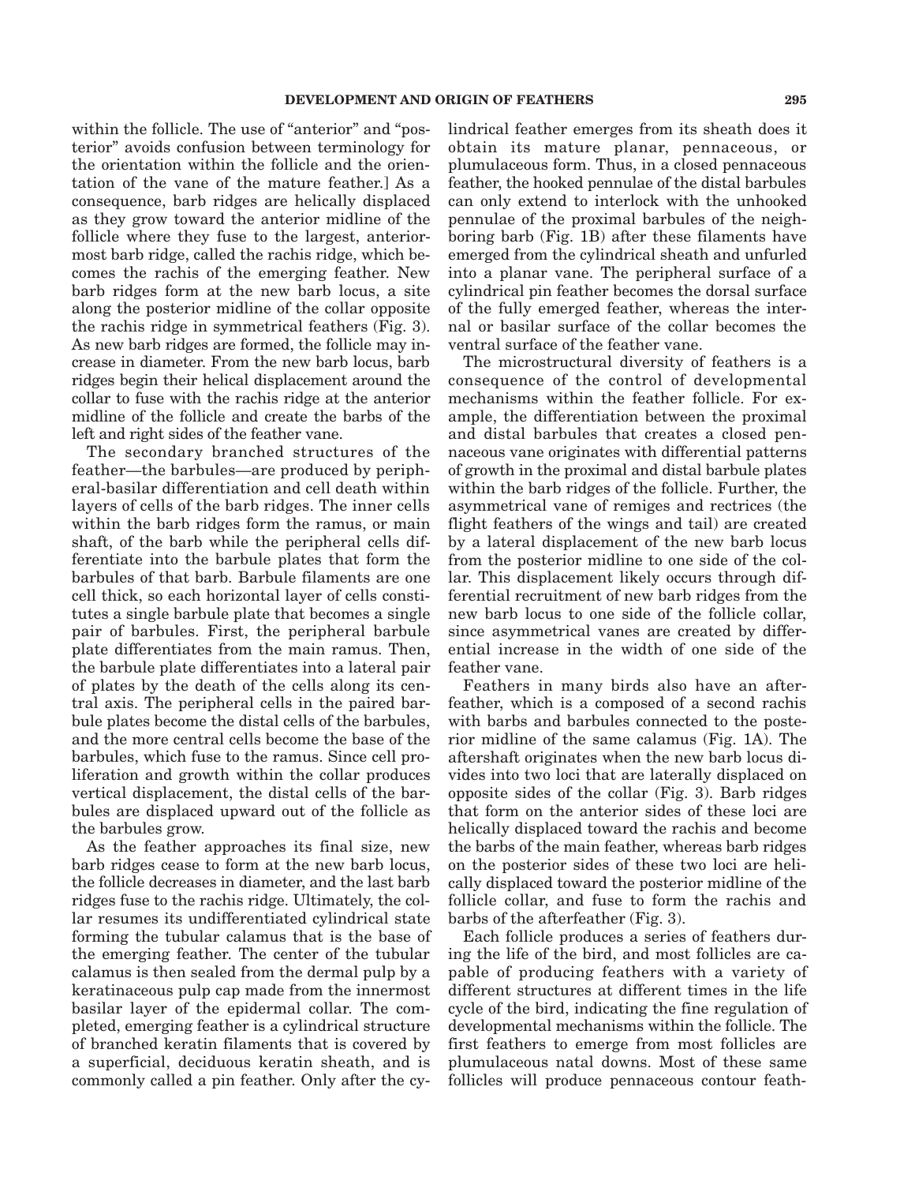within the follicle. The use of "anterior" and "posterior" avoids confusion between terminology for the orientation within the follicle and the orientation of the vane of the mature feather.] As a consequence, barb ridges are helically displaced as they grow toward the anterior midline of the follicle where they fuse to the largest, anteriormost barb ridge, called the rachis ridge, which becomes the rachis of the emerging feather. New barb ridges form at the new barb locus, a site along the posterior midline of the collar opposite the rachis ridge in symmetrical feathers (Fig. 3). As new barb ridges are formed, the follicle may increase in diameter. From the new barb locus, barb ridges begin their helical displacement around the collar to fuse with the rachis ridge at the anterior midline of the follicle and create the barbs of the left and right sides of the feather vane.

The secondary branched structures of the feather—the barbules—are produced by peripheral-basilar differentiation and cell death within layers of cells of the barb ridges. The inner cells within the barb ridges form the ramus, or main shaft, of the barb while the peripheral cells differentiate into the barbule plates that form the barbules of that barb. Barbule filaments are one cell thick, so each horizontal layer of cells constitutes a single barbule plate that becomes a single pair of barbules. First, the peripheral barbule plate differentiates from the main ramus. Then, the barbule plate differentiates into a lateral pair of plates by the death of the cells along its central axis. The peripheral cells in the paired barbule plates become the distal cells of the barbules, and the more central cells become the base of the barbules, which fuse to the ramus. Since cell proliferation and growth within the collar produces vertical displacement, the distal cells of the barbules are displaced upward out of the follicle as the barbules grow.

As the feather approaches its final size, new barb ridges cease to form at the new barb locus, the follicle decreases in diameter, and the last barb ridges fuse to the rachis ridge. Ultimately, the collar resumes its undifferentiated cylindrical state forming the tubular calamus that is the base of the emerging feather. The center of the tubular calamus is then sealed from the dermal pulp by a keratinaceous pulp cap made from the innermost basilar layer of the epidermal collar. The completed, emerging feather is a cylindrical structure of branched keratin filaments that is covered by a superficial, deciduous keratin sheath, and is commonly called a pin feather. Only after the cylindrical feather emerges from its sheath does it obtain its mature planar, pennaceous, or plumulaceous form. Thus, in a closed pennaceous feather, the hooked pennulae of the distal barbules can only extend to interlock with the unhooked pennulae of the proximal barbules of the neighboring barb (Fig. 1B) after these filaments have emerged from the cylindrical sheath and unfurled into a planar vane. The peripheral surface of a cylindrical pin feather becomes the dorsal surface of the fully emerged feather, whereas the internal or basilar surface of the collar becomes the ventral surface of the feather vane.

The microstructural diversity of feathers is a consequence of the control of developmental mechanisms within the feather follicle. For example, the differentiation between the proximal and distal barbules that creates a closed pennaceous vane originates with differential patterns of growth in the proximal and distal barbule plates within the barb ridges of the follicle. Further, the asymmetrical vane of remiges and rectrices (the flight feathers of the wings and tail) are created by a lateral displacement of the new barb locus from the posterior midline to one side of the collar. This displacement likely occurs through differential recruitment of new barb ridges from the new barb locus to one side of the follicle collar, since asymmetrical vanes are created by differential increase in the width of one side of the feather vane.

Feathers in many birds also have an afterfeather, which is a composed of a second rachis with barbs and barbules connected to the posterior midline of the same calamus (Fig. 1A). The aftershaft originates when the new barb locus divides into two loci that are laterally displaced on opposite sides of the collar (Fig. 3). Barb ridges that form on the anterior sides of these loci are helically displaced toward the rachis and become the barbs of the main feather, whereas barb ridges on the posterior sides of these two loci are helically displaced toward the posterior midline of the follicle collar, and fuse to form the rachis and barbs of the afterfeather (Fig. 3).

Each follicle produces a series of feathers during the life of the bird, and most follicles are capable of producing feathers with a variety of different structures at different times in the life cycle of the bird, indicating the fine regulation of developmental mechanisms within the follicle. The first feathers to emerge from most follicles are plumulaceous natal downs. Most of these same follicles will produce pennaceous contour feath-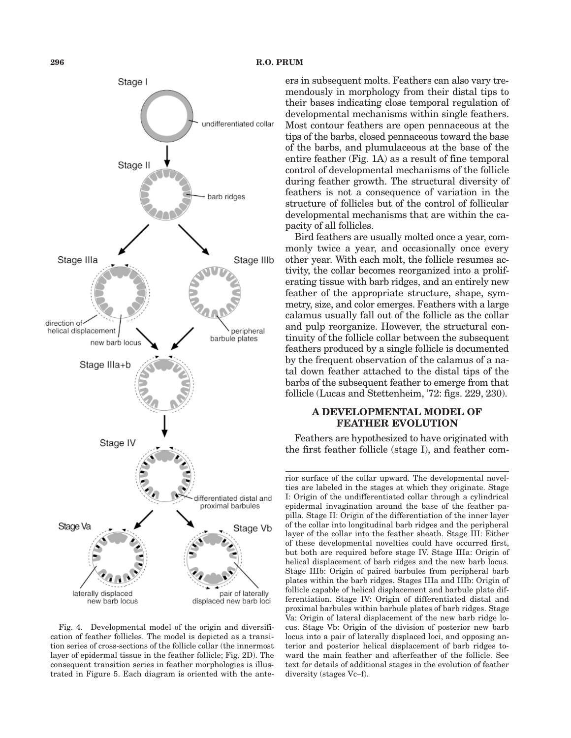Stage I

undifferentiated collar

Stage II

barb ridges

Stage IIIa

Stage IIIb

direction of helical displacement

new barb locus

peripheral barbule plates

Stage IIIa+b

Stage IV

differentiated distal and proximal barbules

Stage Va

Stage Vb

laterally displaced new barb locus

pair of laterally displaced new barb loci

Fig. 4. Developmental model of the origin and diversification of feather follicles. The model is depicted as a transition series of cross-sections of the follicle collar (the innermost layer of epidermal tissue in the feather follicle; Fig. 2D). The consequent transition series in feather morphologies is illustrated in Figure 5. Each diagram is oriented with the anterior surface of the collar upward. The developmental novelties are labeled in the stages at which they originate. Stage I: Origin of the undifferentiated collar through a cylindrical epidermal invagination around the base of the feather papilla. Stage II: Origin of the differentiation of the inner layer of the collar into longitudinal barb ridges and the peripheral layer of the collar into the feather sheath. Stage III: Either of these developmental novelties could have occurred first, but both are required before stage IV. Stage IIIa: Origin of helical displacement of barb ridges and the new barb locus. Stage IIIb: Origin of paired barbules from peripheral barb plates within the barb ridges. Stages IIIa and IIIb: Origin of follicle capable of helical displacement and barbule plate differentiation. Stage IV: Origin of differentiated distal and proximal barbules within barbule plates of barb ridges. Stage Va: Origin of lateral displacement of the new barb ridge locus. Stage Vb: Origin of the division of posterior new barb locus into a pair of laterally displaced loci, and opposing anterior and posterior helical displacement of barb ridges toward the main feather and afterfeather of the follicle. See text for details of additional stages in the evolution of feather diversity (stages Vc–f).

ers in subsequent molts. Feathers can also vary tremendously in morphology from their distal tips to their bases indicating close temporal regulation of developmental mechanisms within single feathers. Most contour feathers are open pennaceous at the tips of the barbs, closed pennaceous toward the base of the barbs, and plumulaceous at the base of the entire feather (Fig. 1A) as a result of fine temporal control of developmental mechanisms of the follicle during feather growth. The structural diversity of feathers is not a consequence of variation in the structure of follicles but of the control of follicular developmental mechanisms that are within the capacity of all follicles.

Bird feathers are usually molted once a year, commonly twice a year, and occasionally once every other year. With each molt, the follicle resumes activity, the collar becomes reorganized into a proliferating tissue with barb ridges, and an entirely new feather of the appropriate structure, shape, symmetry, size, and color emerges. Feathers with a large calamus usually fall out of the follicle as the collar and pulp reorganize. However, the structural continuity of the follicle collar between the subsequent feathers produced by a single follicle is documented by the frequent observation of the calamus of a natal down feather attached to the distal tips of the barbs of the subsequent feather to emerge from that follicle (Lucas and Stettenheim, '72: figs. 229, 230).

## A DEVELOPMENTAL MODEL OF FEATHER EVOLUTION

Feathers are hypothesized to have originated with the first feather follicle (stage I), and feather com-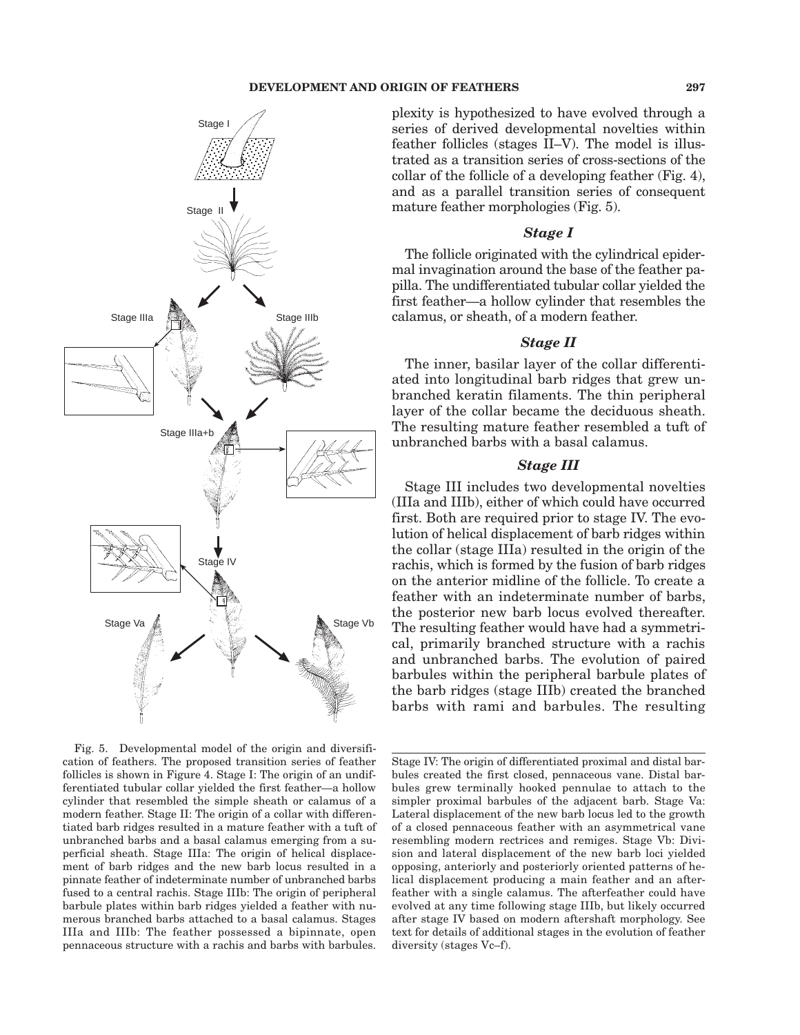plexity is hypothesized to have evolved through a series of derived developmental novelties within feather follicles (stages II–V). The model is illustrated as a transition series of cross-sections of the collar of the follicle of a developing feather (Fig. 4), and as a parallel transition series of consequent mature feather morphologies (Fig. 5).

### *Stage I*

The follicle originated with the cylindrical epidermal invagination around the base of the feather papilla. The undifferentiated tubular collar yielded the first feather—a hollow cylinder that resembles the calamus, or sheath, of a modern feather.

### *Stage II*

The inner, basilar layer of the collar differentiated into longitudinal barb ridges that grew unbranched keratin filaments. The thin peripheral layer of the collar became the deciduous sheath. The resulting mature feather resembled a tuft of unbranched barbs with a basal calamus.

### *Stage III*

Stage III includes two developmental novelties (IIIa and IIIb), either of which could have occurred first. Both are required prior to stage IV. The evolution of helical displacement of barb ridges within the collar (stage IIIa) resulted in the origin of the rachis, which is formed by the fusion of barb ridges on the anterior midline of the follicle. To create a feather with an indeterminate number of barbs, the posterior new barb locus evolved thereafter. The resulting feather would have had a symmetrical, primarily branched structure with a rachis and unbranched barbs. The evolution of paired barbules within the peripheral barbule plates of the barb ridges (stage IIIb) created the branched barbs with rami and barbules. The resulting

Fig. 5. Developmental model of the origin and diversification of feathers. The proposed transition series of feather follicles is shown in Figure 4. Stage I: The origin of an undifferentiated tubular collar yielded the first feather—a hollow cylinder that resembled the simple sheath or calamus of a modern feather. Stage II: The origin of a collar with differentiated barb ridges resulted in a mature feather with a tuft of unbranched barbs and a basal calamus emerging from a superficial sheath. Stage IIIa: The origin of helical displacement of barb ridges and the new barb locus resulted in a pinnate feather of indeterminate number of unbranched barbs fused to a central rachis. Stage IIIb: The origin of peripheral barbule plates within barb ridges yielded a feather with numerous branched barbs attached to a basal calamus. Stages IIIa and IIIb: The feather possessed a bipinnate, open pennaceous structure with a rachis and barbs with barbules. Stage IV: The origin of differentiated proximal and distal barbules created the first closed, pennaceous vane. Distal barbules grew terminally hooked pennulae to attach to the simpler proximal barbules of the adjacent barb. Stage Va: Lateral displacement of the new barb locus led to the growth of a closed pennaceous feather with an asymmetrical vane resembling modern rectrices and remiges. Stage Vb: Division and lateral displacement of the new barb loci yielded opposing, anteriorly and posteriorly oriented patterns of helical displacement producing a main feather and an afterfeather with a single calamus. The afterfeather could have evolved at any time following stage IIIb, but likely occurred after stage IV based on modern aftershaft morphology. See text for details of additional stages in the evolution of feather diversity (stages Vc–f).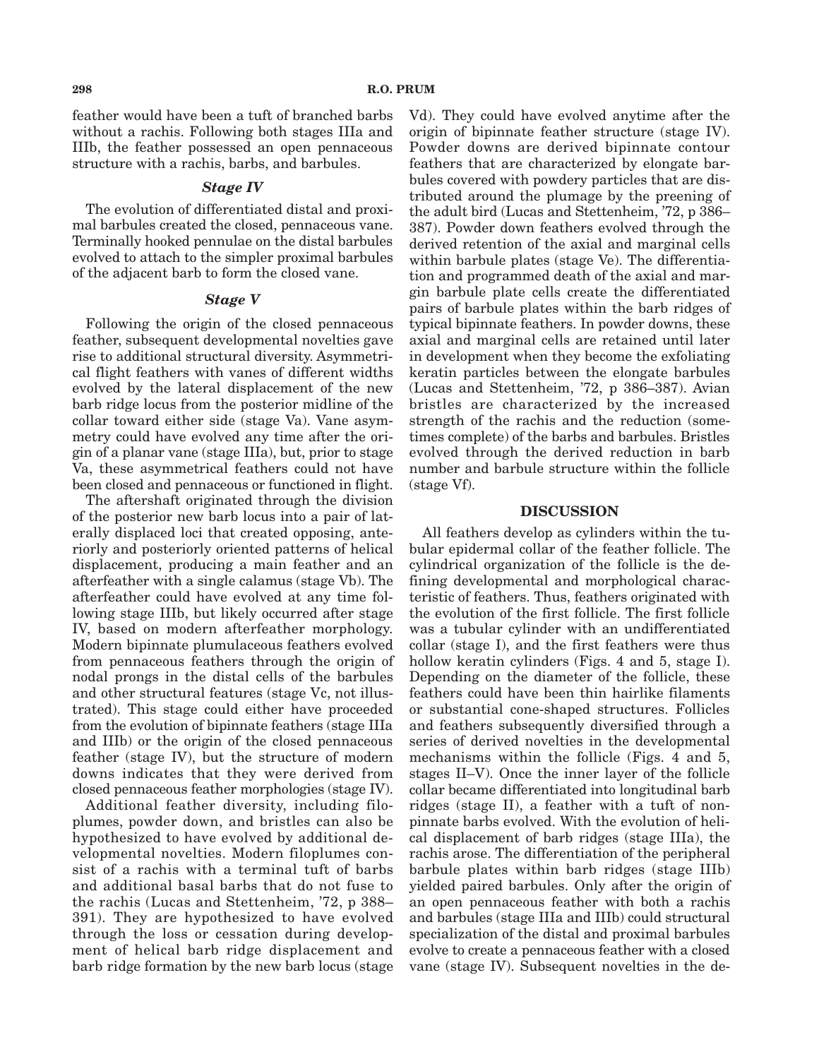feather would have been a tuft of branched barbs without a rachis. Following both stages IIIa and IIIb, the feather possessed an open pennaceous structure with a rachis, barbs, and barbules.

### *Stage IV*

The evolution of differentiated distal and proximal barbules created the closed, pennaceous vane. Terminally hooked pennulae on the distal barbules evolved to attach to the simpler proximal barbules of the adjacent barb to form the closed vane.

### *Stage V*

Following the origin of the closed pennaceous feather, subsequent developmental novelties gave rise to additional structural diversity. Asymmetrical flight feathers with vanes of different widths evolved by the lateral displacement of the new barb ridge locus from the posterior midline of the collar toward either side (stage Va). Vane asymmetry could have evolved any time after the origin of a planar vane (stage IIIa), but, prior to stage Va, these asymmetrical feathers could not have been closed and pennaceous or functioned in flight.

The aftershaft originated through the division of the posterior new barb locus into a pair of laterally displaced loci that created opposing, anteriorly and posteriorly oriented patterns of helical displacement, producing a main feather and an afterfeather with a single calamus (stage Vb). The afterfeather could have evolved at any time following stage IIIb, but likely occurred after stage IV, based on modern afterfeather morphology. Modern bipinnate plumulaceous feathers evolved from pennaceous feathers through the origin of nodal prongs in the distal cells of the barbules and other structural features (stage Vc, not illustrated). This stage could either have proceeded from the evolution of bipinnate feathers (stage IIIa and IIIb) or the origin of the closed pennaceous feather (stage IV), but the structure of modern downs indicates that they were derived from closed pennaceous feather morphologies (stage IV).

Additional feather diversity, including filoplumes, powder down, and bristles can also be hypothesized to have evolved by additional developmental novelties. Modern filoplumes consist of a rachis with a terminal tuft of barbs and additional basal barbs that do not fuse to the rachis (Lucas and Stettenheim, '72, p 388–391). They are hypothesized to have evolved through the loss or cessation during development of helical barb ridge displacement and barb ridge formation by the new barb locus (stage Vd). They could have evolved anytime after the origin of bipinnate feather structure (stage IV). Powder downs are derived bipinnate contour feathers that are characterized by elongate barbules covered with powdery particles that are distributed around the plumage by the preening of the adult bird (Lucas and Stettenheim, '72, p 386–387). Powder down feathers evolved through the derived retention of the axial and marginal cells within barbule plates (stage Ve). The differentiation and programmed death of the axial and margin barbule plate cells create the differentiated pairs of barbule plates within the barb ridges of typical bipinnate feathers. In powder downs, these axial and marginal cells are retained until later in development when they become the exfoliating keratin particles between the elongate barbules (Lucas and Stettenheim, '72, p 386–387). Avian bristles are characterized by the increased strength of the rachis and the reduction (sometimes complete) of the barbs and barbules. Bristles evolved through the derived reduction in barb number and barbule structure within the follicle (stage Vf).

## DISCUSSION

All feathers develop as cylinders within the tubular epidermal collar of the feather follicle. The cylindrical organization of the follicle is the defining developmental and morphological characteristic of feathers. Thus, feathers originated with the evolution of the first follicle. The first follicle was a tubular cylinder with an undifferentiated collar (stage I), and the first feathers were thus hollow keratin cylinders (Figs. 4 and 5, stage I). Depending on the diameter of the follicle, these feathers could have been thin hairlike filaments or substantial cone-shaped structures. Follicles and feathers subsequently diversified through a series of derived novelties in the developmental mechanisms within the follicle (Figs. 4 and 5, stages II–V). Once the inner layer of the follicle collar became differentiated into longitudinal barb ridges (stage II), a feather with a tuft of non-pinnate barbs evolved. With the evolution of helical displacement of barb ridges (stage IIIa), the rachis arose. The differentiation of the peripheral barbule plates within barb ridges (stage IIIb) yielded paired barbules. Only after the origin of an open pennaceous feather with both a rachis and barbules (stage IIIa and IIIb) could structural specialization of the distal and proximal barbules evolve to create a pennaceous feather with a closed vane (stage IV). Subsequent novelties in the de-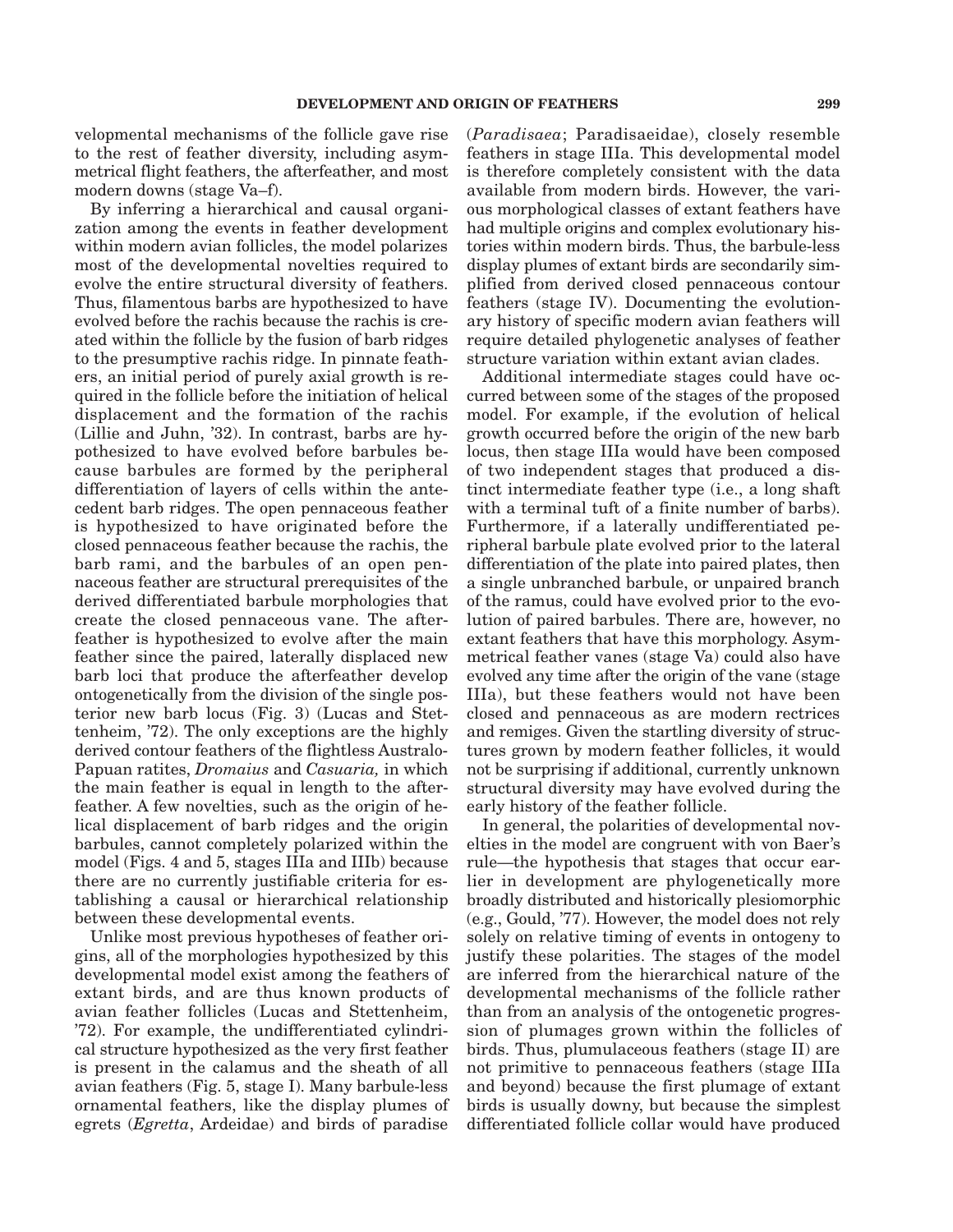velopmental mechanisms of the follicle gave rise to the rest of feather diversity, including asymmetrical flight feathers, the afterfeather, and most modern downs (stage Va–f).

By inferring a hierarchical and causal organization among the events in feather development within modern avian follicles, the model polarizes most of the developmental novelties required to evolve the entire structural diversity of feathers. Thus, filamentous barbs are hypothesized to have evolved before the rachis because the rachis is created within the follicle by the fusion of barb ridges to the presumptive rachis ridge. In pinnate feathers, an initial period of purely axial growth is required in the follicle before the initiation of helical displacement and the formation of the rachis (Lillie and Juhn, '32). In contrast, barbs are hypothesized to have evolved before barbules because barbules are formed by the peripheral differentiation of layers of cells within the antecedent barb ridges. The open pennaceous feather is hypothesized to have originated before the closed pennaceous feather because the rachis, the barb rami, and the barbules of an open pennaceous feather are structural prerequisites of the derived differentiated barbule morphologies that create the closed pennaceous vane. The afterfeather is hypothesized to evolve after the main feather since the paired, laterally displaced new barb loci that produce the afterfeather develop ontogenetically from the division of the single posterior new barb locus (Fig. 3) (Lucas and Stettenheim, '72). The only exceptions are the highly derived contour feathers of the flightless Australo-Papuan ratites, *Dromaius* and *Casuaria,* in which the main feather is equal in length to the afterfeather. A few novelties, such as the origin of helical displacement of barb ridges and the origin barbules, cannot completely polarized within the model (Figs. 4 and 5, stages IIIa and IIIb) because there are no currently justifiable criteria for establishing a causal or hierarchical relationship between these developmental events.

Unlike most previous hypotheses of feather origins, all of the morphologies hypothesized by this developmental model exist among the feathers of extant birds, and are thus known products of avian feather follicles (Lucas and Stettenheim, '72). For example, the undifferentiated cylindrical structure hypothesized as the very first feather is present in the calamus and the sheath of all avian feathers (Fig. 5, stage I). Many barbule-less ornamental feathers, like the display plumes of egrets (*Egretta*, Ardeidae) and birds of paradise (*Paradisaea*; Paradisaeidae), closely resemble feathers in stage IIIa. This developmental model is therefore completely consistent with the data available from modern birds. However, the various morphological classes of extant feathers have had multiple origins and complex evolutionary histories within modern birds. Thus, the barbule-less display plumes of extant birds are secondarily simplified from derived closed pennaceous contour feathers (stage IV). Documenting the evolutionary history of specific modern avian feathers will require detailed phylogenetic analyses of feather structure variation within extant avian clades.

Additional intermediate stages could have occurred between some of the stages of the proposed model. For example, if the evolution of helical growth occurred before the origin of the new barb locus, then stage IIIa would have been composed of two independent stages that produced a distinct intermediate feather type (i.e., a long shaft with a terminal tuft of a finite number of barbs). Furthermore, if a laterally undifferentiated peripheral barbule plate evolved prior to the lateral differentiation of the plate into paired plates, then a single unbranched barbule, or unpaired branch of the ramus, could have evolved prior to the evolution of paired barbules. There are, however, no extant feathers that have this morphology. Asymmetrical feather vanes (stage Va) could also have evolved any time after the origin of the vane (stage IIIa), but these feathers would not have been closed and pennaceous as are modern rectrices and remiges. Given the startling diversity of structures grown by modern feather follicles, it would not be surprising if additional, currently unknown structural diversity may have evolved during the early history of the feather follicle.

In general, the polarities of developmental novelties in the model are congruent with von Baer's rule—the hypothesis that stages that occur earlier in development are phylogenetically more broadly distributed and historically plesiomorphic (e.g., Gould, '77). However, the model does not rely solely on relative timing of events in ontogeny to justify these polarities. The stages of the model are inferred from the hierarchical nature of the developmental mechanisms of the follicle rather than from an analysis of the ontogenetic progression of plumages grown within the follicles of birds. Thus, plumulaceous feathers (stage II) are not primitive to pennaceous feathers (stage IIIa and beyond) because the first plumage of extant birds is usually downy, but because the simplest differentiated follicle collar would have produced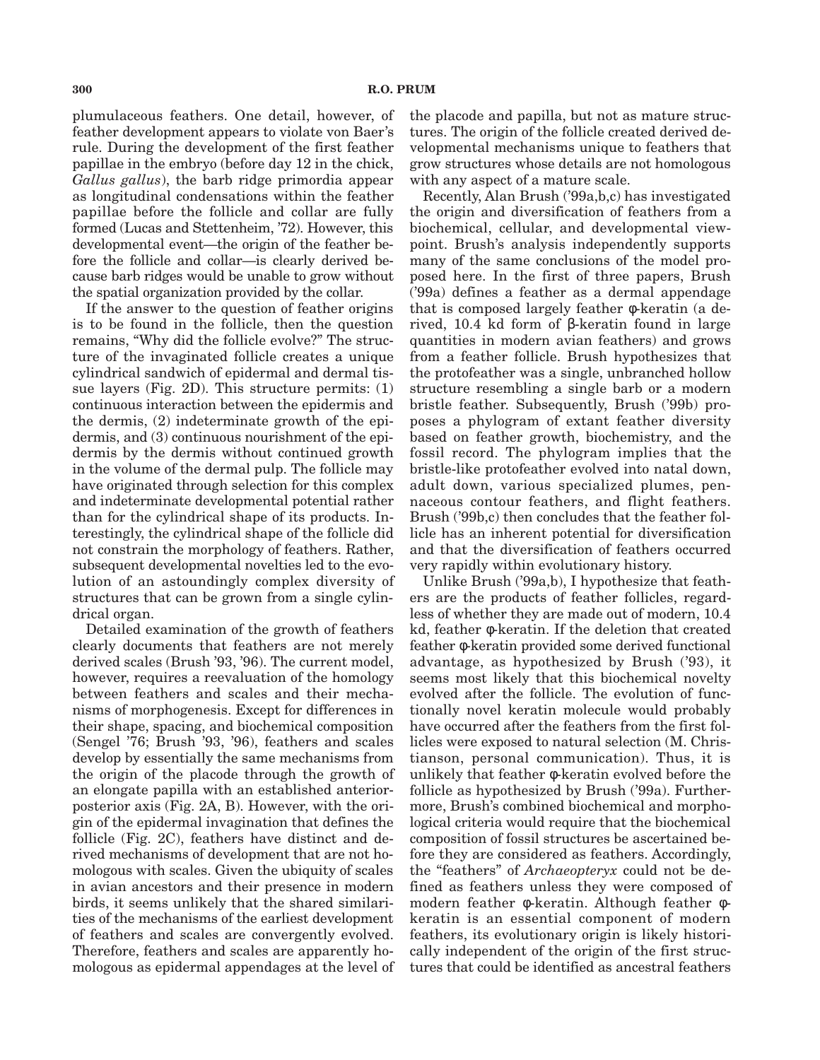plumulaceous feathers. One detail, however, of feather development appears to violate von Baer's rule. During the development of the first feather papillae in the embryo (before day 12 in the chick, *Gallus gallus*), the barb ridge primordia appear as longitudinal condensations within the feather papillae before the follicle and collar are fully formed (Lucas and Stettenheim, '72). However, this developmental event—the origin of the feather before the follicle and collar—is clearly derived because barb ridges would be unable to grow without the spatial organization provided by the collar.

If the answer to the question of feather origins is to be found in the follicle, then the question remains, "Why did the follicle evolve?" The structure of the invaginated follicle creates a unique cylindrical sandwich of epidermal and dermal tissue layers (Fig. 2D). This structure permits: (1) continuous interaction between the epidermis and the dermis, (2) indeterminate growth of the epidermis, and (3) continuous nourishment of the epidermis by the dermis without continued growth in the volume of the dermal pulp. The follicle may have originated through selection for this complex and indeterminate developmental potential rather than for the cylindrical shape of its products. Interestingly, the cylindrical shape of the follicle did not constrain the morphology of feathers. Rather, subsequent developmental novelties led to the evolution of an astoundingly complex diversity of structures that can be grown from a single cylindrical organ.

Detailed examination of the growth of feathers clearly documents that feathers are not merely derived scales (Brush '93, '96). The current model, however, requires a reevaluation of the homology between feathers and scales and their mechanisms of morphogenesis. Except for differences in their shape, spacing, and biochemical composition (Sengel '76; Brush '93, '96), feathers and scales develop by essentially the same mechanisms from the origin of the placode through the growth of an elongate papilla with an established anterior-posterior axis (Fig. 2A, B). However, with the origin of the epidermal invagination that defines the follicle (Fig. 2C), feathers have distinct and derived mechanisms of development that are not homologous with scales. Given the ubiquity of scales in avian ancestors and their presence in modern birds, it seems unlikely that the shared similarities of the mechanisms of the earliest development of feathers and scales are convergently evolved. Therefore, feathers and scales are apparently homologous as epidermal appendages at the level of the placode and papilla, but not as mature structures. The origin of the follicle created derived developmental mechanisms unique to feathers that grow structures whose details are not homologous with any aspect of a mature scale.

Recently, Alan Brush ('99a,b,c) has investigated the origin and diversification of feathers from a biochemical, cellular, and developmental viewpoint. Brush's analysis independently supports many of the same conclusions of the model proposed here. In the first of three papers, Brush ('99a) defines a feather as a dermal appendage that is composed largely feather φ-keratin (a derived, 10.4 kd form of β-keratin found in large quantities in modern avian feathers) and grows from a feather follicle. Brush hypothesizes that the protofeather was a single, unbranched hollow structure resembling a single barb or a modern bristle feather. Subsequently, Brush ('99b) proposes a phylogram of extant feather diversity based on feather growth, biochemistry, and the fossil record. The phylogram implies that the bristle-like protofeather evolved into natal down, adult down, various specialized plumes, pennaceous contour feathers, and flight feathers. Brush ('99b,c) then concludes that the feather follicle has an inherent potential for diversification and that the diversification of feathers occurred very rapidly within evolutionary history.

Unlike Brush ('99a,b), I hypothesize that feathers are the products of feather follicles, regardless of whether they are made out of modern, 10.4 kd, feather φ-keratin. If the deletion that created feather φ-keratin provided some derived functional advantage, as hypothesized by Brush ('93), it seems most likely that this biochemical novelty evolved after the follicle. The evolution of functionally novel keratin molecule would probably have occurred after the feathers from the first follicles were exposed to natural selection (M. Christianson, personal communication). Thus, it is unlikely that feather φ-keratin evolved before the follicle as hypothesized by Brush ('99a). Furthermore, Brush's combined biochemical and morphological criteria would require that the biochemical composition of fossil structures be ascertained before they are considered as feathers. Accordingly, the "feathers" of *Archaeopteryx* could not be defined as feathers unless they were composed of modern feather φ-keratin. Although feather φ-keratin is an essential component of modern feathers, its evolutionary origin is likely historically independent of the origin of the first structures that could be identified as ancestral feathers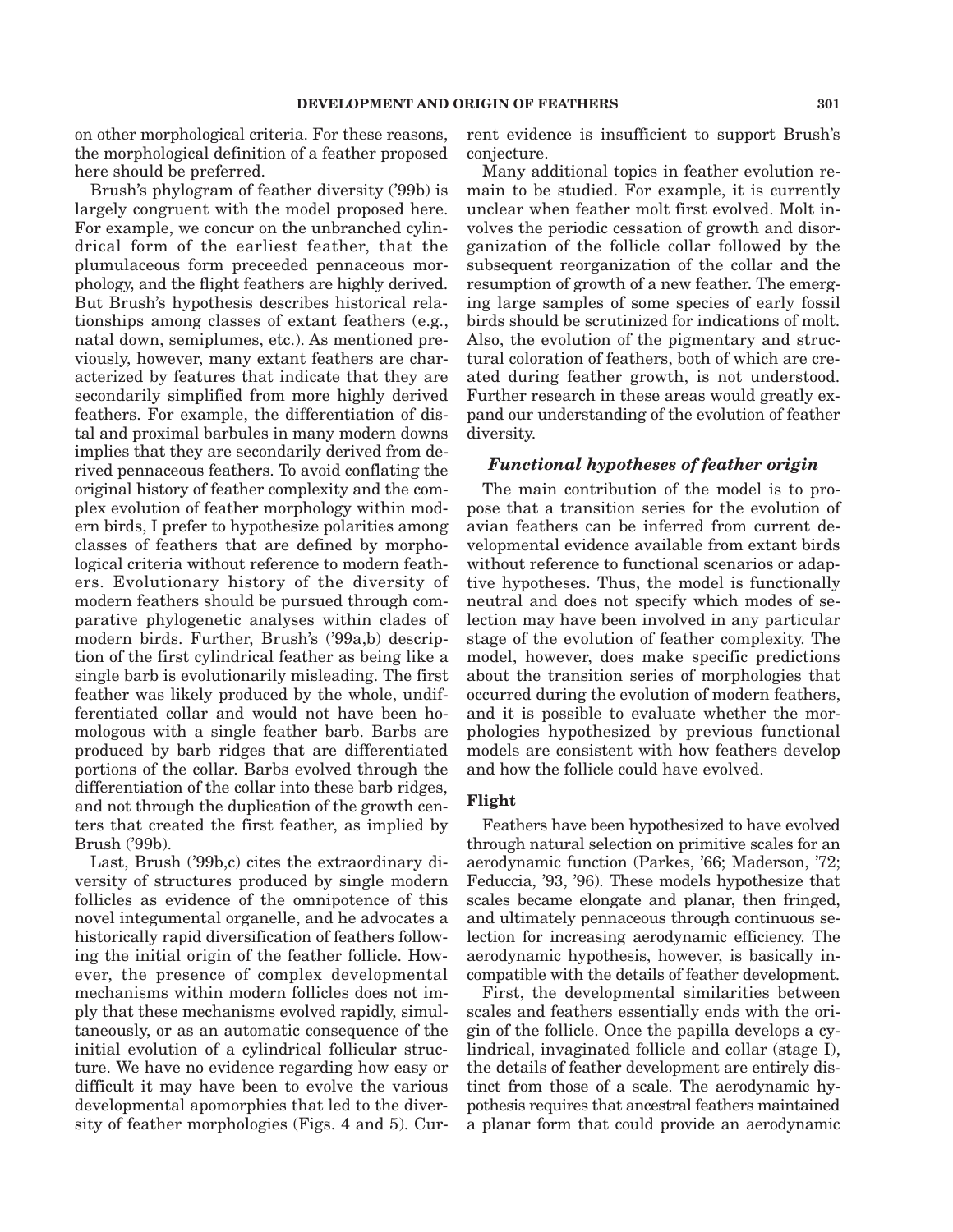on other morphological criteria. For these reasons, the morphological definition of a feather proposed here should be preferred.

Brush's phylogram of feather diversity ('99b) is largely congruent with the model proposed here. For example, we concur on the unbranched cylindrical form of the earliest feather, that the plumulaceous form preceeded pennaceous morphology, and the flight feathers are highly derived. But Brush's hypothesis describes historical relationships among classes of extant feathers (e.g., natal down, semiplumes, etc.). As mentioned previously, however, many extant feathers are characterized by features that indicate that they are secondarily simplified from more highly derived feathers. For example, the differentiation of distal and proximal barbules in many modern downs implies that they are secondarily derived from derived pennaceous feathers. To avoid conflating the original history of feather complexity and the complex evolution of feather morphology within modern birds, I prefer to hypothesize polarities among classes of feathers that are defined by morphological criteria without reference to modern feathers. Evolutionary history of the diversity of modern feathers should be pursued through comparative phylogenetic analyses within clades of modern birds. Further, Brush's ('99a,b) description of the first cylindrical feather as being like a single barb is evolutionarily misleading. The first feather was likely produced by the whole, undifferentiated collar and would not have been homologous with a single feather barb. Barbs are produced by barb ridges that are differentiated portions of the collar. Barbs evolved through the differentiation of the collar into these barb ridges, and not through the duplication of the growth centers that created the first feather, as implied by Brush ('99b).

Last, Brush ('99b,c) cites the extraordinary diversity of structures produced by single modern follicles as evidence of the omnipotence of this novel integumental organelle, and he advocates a historically rapid diversification of feathers following the initial origin of the feather follicle. However, the presence of complex developmental mechanisms within modern follicles does not imply that these mechanisms evolved rapidly, simultaneously, or as an automatic consequence of the initial evolution of a cylindrical follicular structure. We have no evidence regarding how easy or difficult it may have been to evolve the various developmental apomorphies that led to the diversity of feather morphologies (Figs. 4 and 5). Current evidence is insufficient to support Brush's conjecture.

Many additional topics in feather evolution remain to be studied. For example, it is currently unclear when feather molt first evolved. Molt involves the periodic cessation of growth and disorganization of the follicle collar followed by the subsequent reorganization of the collar and the resumption of growth of a new feather. The emerging large samples of some species of early fossil birds should be scrutinized for indications of molt. Also, the evolution of the pigmentary and structural coloration of feathers, both of which are created during feather growth, is not understood. Further research in these areas would greatly expand our understanding of the evolution of feather diversity.

### *Functional hypotheses of feather origin*

The main contribution of the model is to propose that a transition series for the evolution of avian feathers can be inferred from current developmental evidence available from extant birds without reference to functional scenarios or adaptive hypotheses. Thus, the model is functionally neutral and does not specify which modes of selection may have been involved in any particular stage of the evolution of feather complexity. The model, however, does make specific predictions about the transition series of morphologies that occurred during the evolution of modern feathers, and it is possible to evaluate whether the morphologies hypothesized by previous functional models are consistent with how feathers develop and how the follicle could have evolved.

#### Flight

Feathers have been hypothesized to have evolved through natural selection on primitive scales for an aerodynamic function (Parkes, '66; Maderson, '72; Feduccia, '93, '96). These models hypothesize that scales became elongate and planar, then fringed, and ultimately pennaceous through continuous selection for increasing aerodynamic efficiency. The aerodynamic hypothesis, however, is basically incompatible with the details of feather development.

First, the developmental similarities between scales and feathers essentially ends with the origin of the follicle. Once the papilla develops a cylindrical, invaginated follicle and collar (stage I), the details of feather development are entirely distinct from those of a scale. The aerodynamic hypothesis requires that ancestral feathers maintained a planar form that could provide an aerodynamic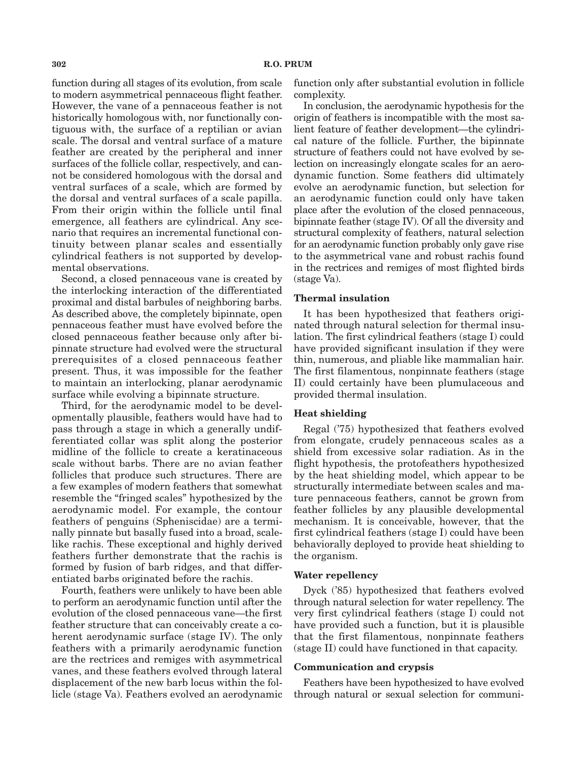function during all stages of its evolution, from scale to modern asymmetrical pennaceous flight feather. However, the vane of a pennaceous feather is not historically homologous with, nor functionally contiguous with, the surface of a reptilian or avian scale. The dorsal and ventral surface of a mature feather are created by the peripheral and inner surfaces of the follicle collar, respectively, and cannot be considered homologous with the dorsal and ventral surfaces of a scale, which are formed by the dorsal and ventral surfaces of a scale papilla. From their origin within the follicle until final emergence, all feathers are cylindrical. Any scenario that requires an incremental functional continuity between planar scales and essentially cylindrical feathers is not supported by developmental observations.

Second, a closed pennaceous vane is created by the interlocking interaction of the differentiated proximal and distal barbules of neighboring barbs. As described above, the completely bipinnate, open pennaceous feather must have evolved before the closed pennaceous feather because only after bipinnate structure had evolved were the structural prerequisites of a closed pennaceous feather present. Thus, it was impossible for the feather to maintain an interlocking, planar aerodynamic surface while evolving a bipinnate structure.

Third, for the aerodynamic model to be developmentally plausible, feathers would have had to pass through a stage in which a generally undifferentiated collar was split along the posterior midline of the follicle to create a keratinaceous scale without barbs. There are no avian feather follicles that produce such structures. There are a few examples of modern feathers that somewhat resemble the "fringed scales" hypothesized by the aerodynamic model. For example, the contour feathers of penguins (Spheniscidae) are a terminally pinnate but basally fused into a broad, scale-like rachis. These exceptional and highly derived feathers further demonstrate that the rachis is formed by fusion of barb ridges, and that differentiated barbs originated before the rachis.

Fourth, feathers were unlikely to have been able to perform an aerodynamic function until after the evolution of the closed pennaceous vane—the first feather structure that can conceivably create a coherent aerodynamic surface (stage IV). The only feathers with a primarily aerodynamic function are the rectrices and remiges with asymmetrical vanes, and these feathers evolved through lateral displacement of the new barb locus within the follicle (stage Va). Feathers evolved an aerodynamic function only after substantial evolution in follicle complexity.

In conclusion, the aerodynamic hypothesis for the origin of feathers is incompatible with the most salient feature of feather development—the cylindrical nature of the follicle. Further, the bipinnate structure of feathers could not have evolved by selection on increasingly elongate scales for an aerodynamic function. Some feathers did ultimately evolve an aerodynamic function, but selection for an aerodynamic function could only have taken place after the evolution of the closed pennaceous, bipinnate feather (stage IV). Of all the diversity and structural complexity of feathers, natural selection for an aerodynamic function probably only gave rise to the asymmetrical vane and robust rachis found in the rectrices and remiges of most flighted birds (stage Va).

### Thermal insulation

It has been hypothesized that feathers originated through natural selection for thermal insulation. The first cylindrical feathers (stage I) could have provided significant insulation if they were thin, numerous, and pliable like mammalian hair. The first filamentous, nonpinnate feathers (stage II) could certainly have been plumulaceous and provided thermal insulation.

### Heat shielding

Regal ('75) hypothesized that feathers evolved from elongate, crudely pennaceous scales as a shield from excessive solar radiation. As in the flight hypothesis, the protofeathers hypothesized by the heat shielding model, which appear to be structurally intermediate between scales and mature pennaceous feathers, cannot be grown from feather follicles by any plausible developmental mechanism. It is conceivable, however, that the first cylindrical feathers (stage I) could have been behaviorally deployed to provide heat shielding to the organism.

### Water repellency

Dyck ('85) hypothesized that feathers evolved through natural selection for water repellency. The very first cylindrical feathers (stage I) could not have provided such a function, but it is plausible that the first filamentous, nonpinnate feathers (stage II) could have functioned in that capacity.

### Communication and crypsis

Feathers have been hypothesized to have evolved through natural or sexual selection for communi-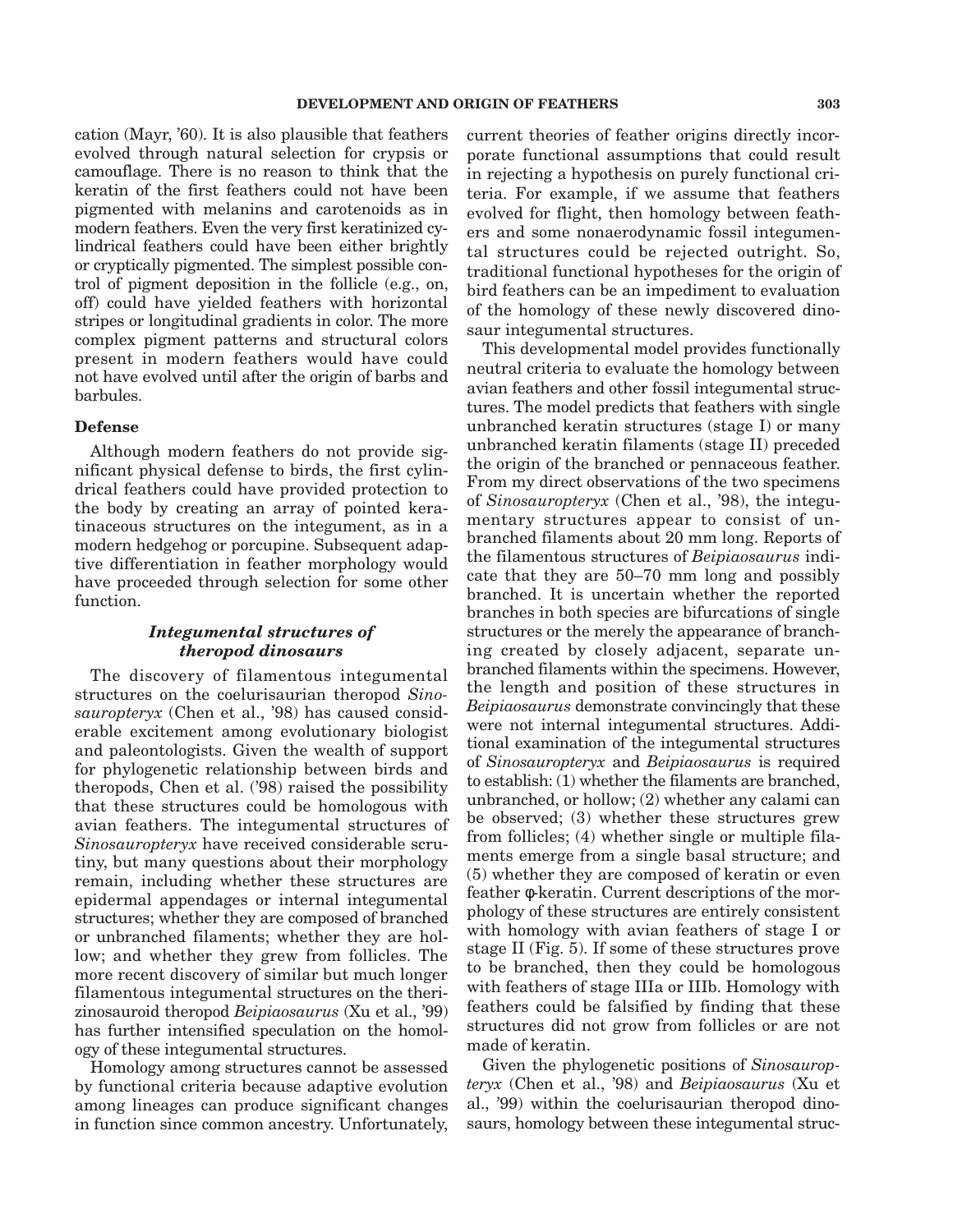cation (Mayr, '60). It is also plausible that feathers evolved through natural selection for crypsis or camouflage. There is no reason to think that the keratin of the first feathers could not have been pigmented with melanins and carotenoids as in modern feathers. Even the very first keratinized cylindrical feathers could have been either brightly or cryptically pigmented. The simplest possible control of pigment deposition in the follicle (e.g., on, off) could have yielded feathers with horizontal stripes or longitudinal gradients in color. The more complex pigment patterns and structural colors present in modern feathers would have could not have evolved until after the origin of barbs and barbules.

### Defense

Although modern feathers do not provide significant physical defense to birds, the first cylindrical feathers could have provided protection to the body by creating an array of pointed keratinaceous structures on the integument, as in a modern hedgehog or porcupine. Subsequent adaptive differentiation in feather morphology would have proceeded through selection for some other function.

## *Integumental structures of theropod dinosaurs*

The discovery of filamentous integumental structures on the coelurisaurian theropod *Sinosauropteryx* (Chen et al., '98) has caused considerable excitement among evolutionary biologist and paleontologists. Given the wealth of support for phylogenetic relationship between birds and theropods, Chen et al. ('98) raised the possibility that these structures could be homologous with avian feathers. The integumental structures of *Sinosauropteryx* have received considerable scrutiny, but many questions about their morphology remain, including whether these structures are epidermal appendages or internal integumental structures; whether they are composed of branched or unbranched filaments; whether they are hollow; and whether they grew from follicles. The more recent discovery of similar but much longer filamentous integumental structures on the therizinosauroid theropod *Beipiaosaurus* (Xu et al., '99) has further intensified speculation on the homology of these integumental structures.

Homology among structures cannot be assessed by functional criteria because adaptive evolution among lineages can produce significant changes in function since common ancestry. Unfortunately, current theories of feather origins directly incorporate functional assumptions that could result in rejecting a hypothesis on purely functional criteria. For example, if we assume that feathers evolved for flight, then homology between feathers and some nonaerodynamic fossil integumental structures could be rejected outright. So, traditional functional hypotheses for the origin of bird feathers can be an impediment to evaluation of the homology of these newly discovered dinosaur integumental structures.

This developmental model provides functionally neutral criteria to evaluate the homology between avian feathers and other fossil integumental structures. The model predicts that feathers with single unbranched keratin structures (stage I) or many unbranched keratin filaments (stage II) preceded the origin of the branched or pennaceous feather. From my direct observations of the two specimens of *Sinosauropteryx* (Chen et al., '98), the integumentary structures appear to consist of unbranched filaments about 20 mm long. Reports of the filamentous structures of *Beipiaosaurus* indicate that they are 50–70 mm long and possibly branched. It is uncertain whether the reported branches in both species are bifurcations of single structures or the merely the appearance of branching created by closely adjacent, separate unbranched filaments within the specimens. However, the length and position of these structures in *Beipiaosaurus* demonstrate convincingly that these were not internal integumental structures. Additional examination of the integumental structures of *Sinosauropteryx* and *Beipiaosaurus* is required to establish: (1) whether the filaments are branched, unbranched, or hollow; (2) whether any calami can be observed; (3) whether these structures grew from follicles; (4) whether single or multiple filaments emerge from a single basal structure; and (5) whether they are composed of keratin or even feather $\phi$-keratin. Current descriptions of the morphology of these structures are entirely consistent with homology with avian feathers of stage I or stage II (Fig. 5). If some of these structures prove to be branched, then they could be homologous with feathers of stage IIIa or IIIb. Homology with feathers could be falsified by finding that these structures did not grow from follicles or are not made of keratin.

Given the phylogenetic positions of *Sinosauropteryx* (Chen et al., '98) and *Beipiaosaurus* (Xu et al., '99) within the coelurisaurian theropod dinosaurs, homology between these integumental struc-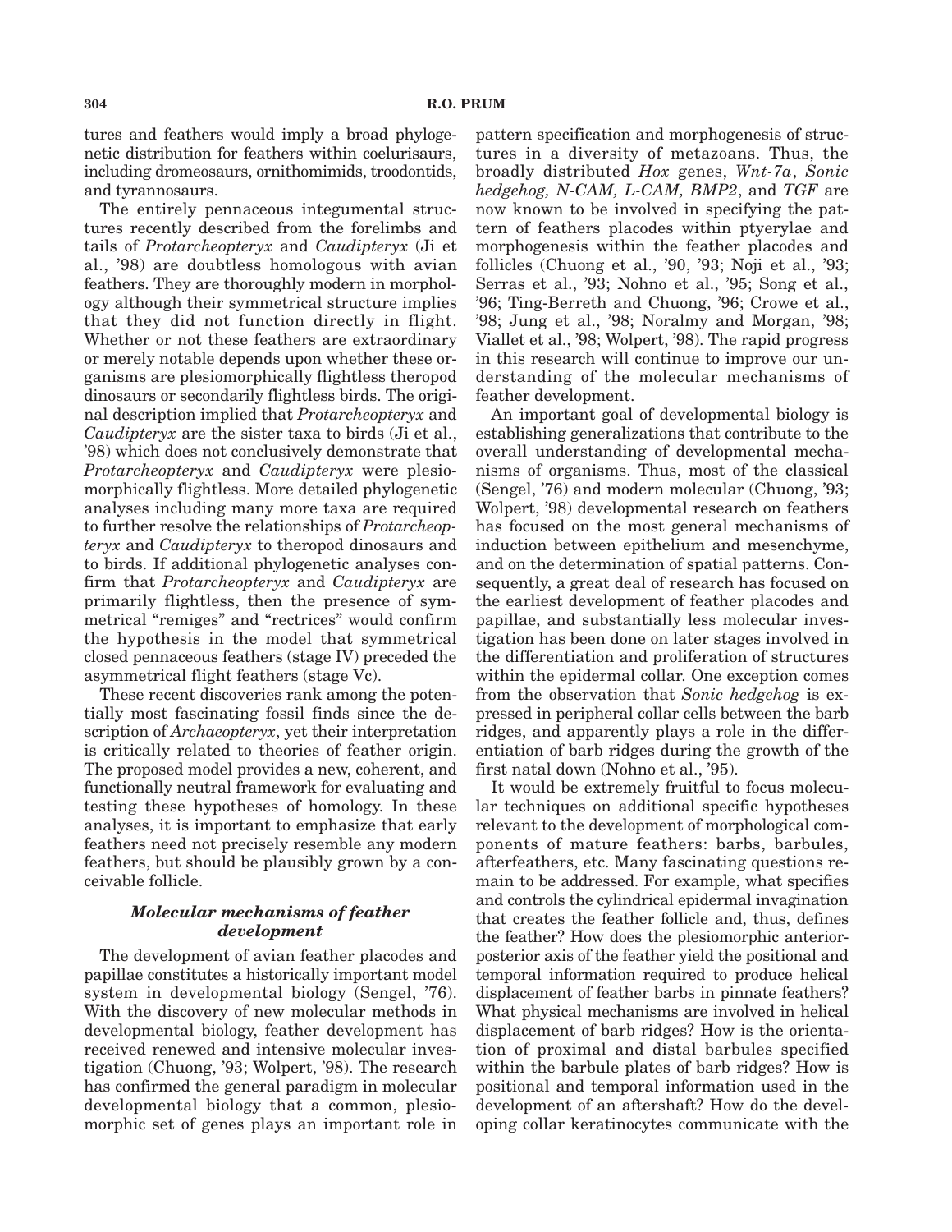tures and feathers would imply a broad phylogenetic distribution for feathers within coelurisaurs, including dromeosaurs, ornithomimids, troodontids, and tyrannosaurs.

The entirely pennaceous integumental structures recently described from the forelimbs and tails of *Protarcheopteryx* and *Caudipteryx* (Ji et al., '98) are doubtless homologous with avian feathers. They are thoroughly modern in morphology although their symmetrical structure implies that they did not function directly in flight. Whether or not these feathers are extraordinary or merely notable depends upon whether these organisms are plesiomorphically flightless theropod dinosaurs or secondarily flightless birds. The original description implied that *Protarcheopteryx* and *Caudipteryx* are the sister taxa to birds (Ji et al., '98) which does not conclusively demonstrate that *Protarcheopteryx* and *Caudipteryx* were plesiomorphically flightless. More detailed phylogenetic analyses including many more taxa are required to further resolve the relationships of *Protarcheopteryx* and *Caudipteryx* to theropod dinosaurs and to birds. If additional phylogenetic analyses confirm that *Protarcheopteryx* and *Caudipteryx* are primarily flightless, then the presence of symmetrical "remiges" and "rectrices" would confirm the hypothesis in the model that symmetrical closed pennaceous feathers (stage IV) preceded the asymmetrical flight feathers (stage Vc).

These recent discoveries rank among the potentially most fascinating fossil finds since the description of *Archaeopteryx*, yet their interpretation is critically related to theories of feather origin. The proposed model provides a new, coherent, and functionally neutral framework for evaluating and testing these hypotheses of homology. In these analyses, it is important to emphasize that early feathers need not precisely resemble any modern feathers, but should be plausibly grown by a conceivable follicle.

### *Molecular mechanisms of feather development*

The development of avian feather placodes and papillae constitutes a historically important model system in developmental biology (Sengel, '76). With the discovery of new molecular methods in developmental biology, feather development has received renewed and intensive molecular investigation (Chuong, '93; Wolpert, '98). The research has confirmed the general paradigm in molecular developmental biology that a common, plesiomorphic set of genes plays an important role in pattern specification and morphogenesis of structures in a diversity of metazoans. Thus, the broadly distributed *Hox* genes, *Wnt-7a*, *Sonic hedgehog, N-CAM, L-CAM, BMP2*, and *TGF* are now known to be involved in specifying the pattern of feathers placodes within ptyerylae and morphogenesis within the feather placodes and follicles (Chuong et al., '90, '93; Noji et al., '93; Serras et al., '93; Nohno et al., '95; Song et al., '96; Ting-Berreth and Chuong, '96; Crowe et al., '98; Jung et al., '98; Noralmy and Morgan, '98; Viallet et al., '98; Wolpert, '98). The rapid progress in this research will continue to improve our understanding of the molecular mechanisms of feather development.

An important goal of developmental biology is establishing generalizations that contribute to the overall understanding of developmental mechanisms of organisms. Thus, most of the classical (Sengel, '76) and modern molecular (Chuong, '93; Wolpert, '98) developmental research on feathers has focused on the most general mechanisms of induction between epithelium and mesenchyme, and on the determination of spatial patterns. Consequently, a great deal of research has focused on the earliest development of feather placodes and papillae, and substantially less molecular investigation has been done on later stages involved in the differentiation and proliferation of structures within the epidermal collar. One exception comes from the observation that *Sonic hedgehog* is expressed in peripheral collar cells between the barb ridges, and apparently plays a role in the differentiation of barb ridges during the growth of the first natal down (Nohno et al., '95).

It would be extremely fruitful to focus molecular techniques on additional specific hypotheses relevant to the development of morphological components of mature feathers: barbs, barbules, afterfeathers, etc. Many fascinating questions remain to be addressed. For example, what specifies and controls the cylindrical epidermal invagination that creates the feather follicle and, thus, defines the feather? How does the plesiomorphic anterior-posterior axis of the feather yield the positional and temporal information required to produce helical displacement of feather barbs in pinnate feathers? What physical mechanisms are involved in helical displacement of barb ridges? How is the orientation of proximal and distal barbules specified within the barbule plates of barb ridges? How is positional and temporal information used in the development of an aftershaft? How do the developing collar keratinocytes communicate with the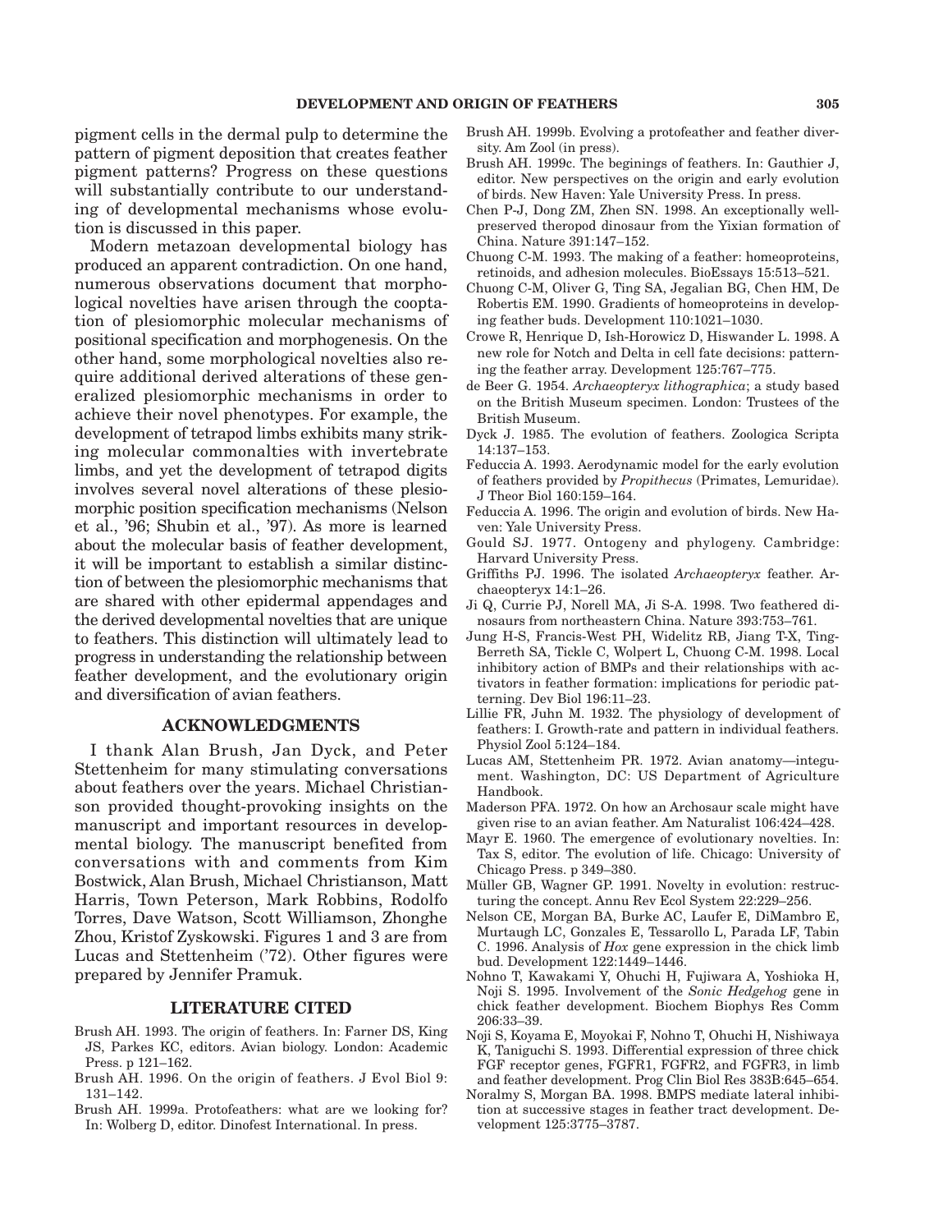pigment cells in the dermal pulp to determine the pattern of pigment deposition that creates feather pigment patterns? Progress on these questions will substantially contribute to our understanding of developmental mechanisms whose evolution is discussed in this paper.

Modern metazoan developmental biology has produced an apparent contradiction. On one hand, numerous observations document that morphological novelties have arisen through the cooptation of plesiomorphic molecular mechanisms of positional specification and morphogenesis. On the other hand, some morphological novelties also require additional derived alterations of these generalized plesiomorphic mechanisms in order to achieve their novel phenotypes. For example, the development of tetrapod limbs exhibits many striking molecular commonalties with invertebrate limbs, and yet the development of tetrapod digits involves several novel alterations of these plesiomorphic position specification mechanisms (Nelson et al., '96; Shubin et al., '97). As more is learned about the molecular basis of feather development, it will be important to establish a similar distinction of between the plesiomorphic mechanisms that are shared with other epidermal appendages and the derived developmental novelties that are unique to feathers. This distinction will ultimately lead to progress in understanding the relationship between feather development, and the evolutionary origin and diversification of avian feathers.

## ACKNOWLEDGMENTS

I thank Alan Brush, Jan Dyck, and Peter Stettenheim for many stimulating conversations about feathers over the years. Michael Christianson provided thought-provoking insights on the manuscript and important resources in developmental biology. The manuscript benefited from conversations with and comments from Kim Bostwick, Alan Brush, Michael Christianson, Matt Harris, Town Peterson, Mark Robbins, Rodolfo Torres, Dave Watson, Scott Williamson, Zhonghe Zhou, Kristof Zyskowski. Figures 1 and 3 are from Lucas and Stettenheim ('72). Other figures were prepared by Jennifer Pramuk.

## LITERATURE CITED

Brush AH. 1993. The origin of feathers. In: Farner DS, King JS, Parkes KC, editors. Avian biology. London: Academic Press. p 121–162.

Brush AH. 1996. On the origin of feathers. J Evol Biol 9: 131–142.

Brush AH. 1999a. Protofeathers: what are we looking for? In: Wolberg D, editor. Dinofest International. In press.

Brush AH. 1999b. Evolving a protofeather and feather diversity. Am Zool (in press).

Brush AH. 1999c. The beginings of feathers. In: Gauthier J, editor. New perspectives on the origin and early evolution of birds. New Haven: Yale University Press. In press.

Chen P-J, Dong ZM, Zhen SN. 1998. An exceptionally well-preserved theropod dinosaur from the Yixian formation of China. Nature 391:147–152.

Chuong C-M. 1993. The making of a feather: homeoproteins, retinoids, and adhesion molecules. BioEssays 15:513–521.

Chuong C-M, Oliver G, Ting SA, Jegalian BG, Chen HM, De Robertis EM. 1990. Gradients of homeoproteins in developing feather buds. Development 110:1021–1030.

Crowe R, Henrique D, Ish-Horowicz D, Hiswander L. 1998. A new role for Notch and Delta in cell fate decisions: patterning the feather array. Development 125:767–775.

de Beer G. 1954. *Archaeopteryx lithographica*; a study based on the British Museum specimen. London: Trustees of the British Museum.

Dyck J. 1985. The evolution of feathers. Zoologica Scripta 14:137–153.

Feduccia A. 1993. Aerodynamic model for the early evolution of feathers provided by *Propithecus* (Primates, Lemuridae). J Theor Biol 160:159–164.

Feduccia A. 1996. The origin and evolution of birds. New Haven: Yale University Press.

Gould SJ. 1977. Ontogeny and phylogeny. Cambridge: Harvard University Press.

Griffiths PJ. 1996. The isolated *Archaeopteryx* feather. Archaeopteryx 14:1–26.

Ji Q, Currie PJ, Norell MA, Ji S-A. 1998. Two feathered dinosaurs from northeastern China. Nature 393:753–761.

Jung H-S, Francis-West PH, Widelitz RB, Jiang T-X, Ting-Berreth SA, Tickle C, Wolpert L, Chuong C-M. 1998. Local inhibitory action of BMPs and their relationships with activators in feather formation: implications for periodic patterning. Dev Biol 196:11–23.

Lillie FR, Juhn M. 1932. The physiology of development of feathers: I. Growth-rate and pattern in individual feathers. Physiol Zool 5:124–184.

Lucas AM, Stettenheim PR. 1972. Avian anatomy—integument. Washington, DC: US Department of Agriculture Handbook.

Maderson PFA. 1972. On how an Archosaur scale might have given rise to an avian feather. Am Naturalist 106:424–428.

Mayr E. 1960. The emergence of evolutionary novelties. In: Tax S, editor. The evolution of life. Chicago: University of Chicago Press. p 349–380.

Müller GB, Wagner GP. 1991. Novelty in evolution: restructuring the concept. Annu Rev Ecol System 22:229–256.

Nelson CE, Morgan BA, Burke AC, Laufer E, DiMambro E, Murtaugh LC, Gonzales E, Tessarollo L, Parada LF, Tabin C. 1996. Analysis of *Hox* gene expression in the chick limb bud. Development 122:1449–1446.

Nohno T, Kawakami Y, Ohuchi H, Fujiwara A, Yoshioka H, Noji S. 1995. Involvement of the *Sonic Hedgehog* gene in chick feather development. Biochem Biophys Res Comm 206:33–39.

Noji S, Koyama E, Moyokai F, Nohno T, Ohuchi H, Nishiwaya K, Taniguchi S. 1993. Differential expression of three chick FGF receptor genes, FGFR1, FGFR2, and FGFR3, in limb and feather development. Prog Clin Biol Res 383B:645–654.

Noralmy S, Morgan BA. 1998. BMPS mediate lateral inhibition at successive stages in feather tract development. Development 125:3775–3787.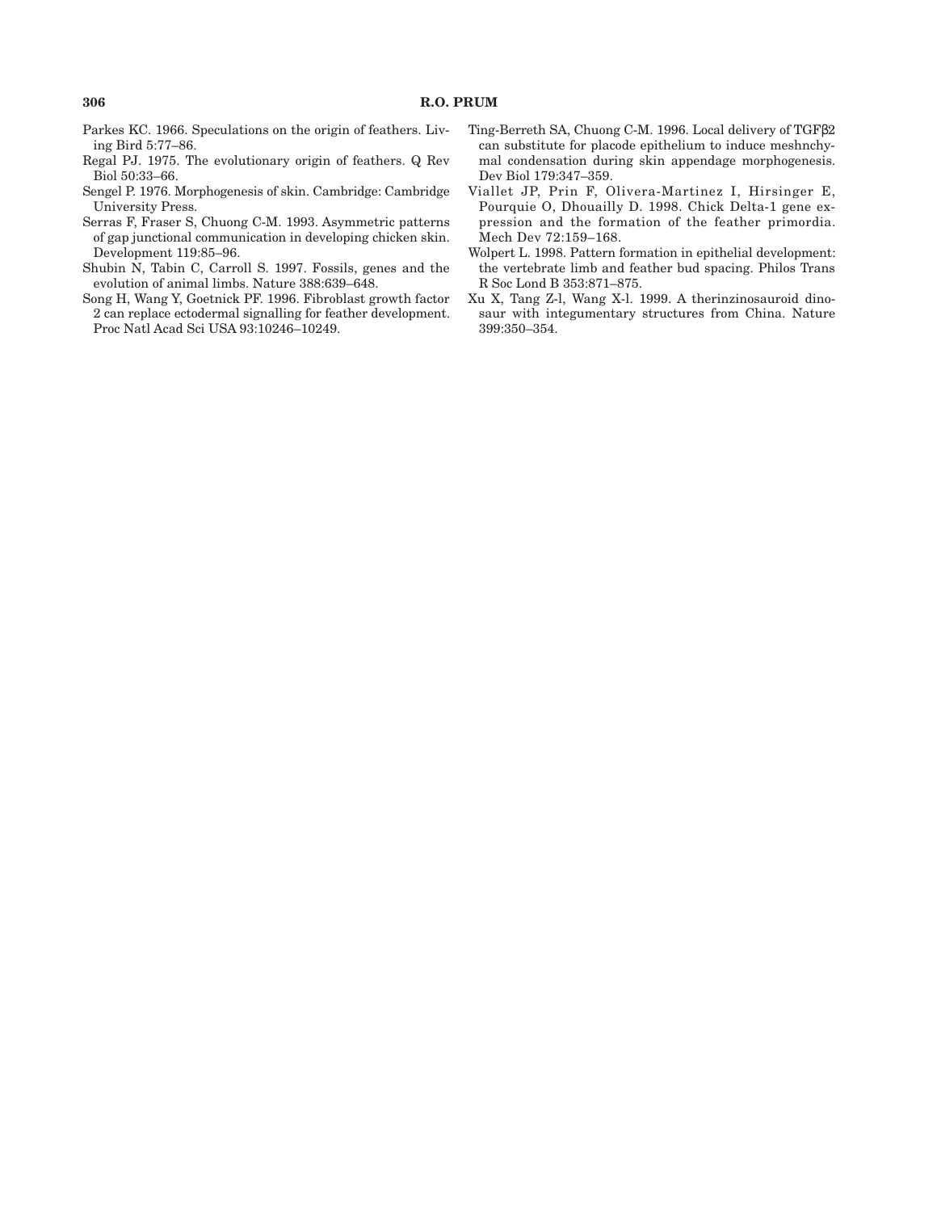Parkes KC. 1966. Speculations on the origin of feathers. Living Bird 5:77–86.

Regal PJ. 1975. The evolutionary origin of feathers. Q Rev Biol 50:33–66.

Sengel P. 1976. Morphogenesis of skin. Cambridge: Cambridge University Press.

Serras F, Fraser S, Chuong C-M. 1993. Asymmetric patterns of gap junctional communication in developing chicken skin. Development 119:85–96.

Shubin N, Tabin C, Carroll S. 1997. Fossils, genes and the evolution of animal limbs. Nature 388:639–648.

Song H, Wang Y, Goetnick PF. 1996. Fibroblast growth factor 2 can replace ectodermal signalling for feather development. Proc Natl Acad Sci USA 93:10246–10249.

Ting-Berreth SA, Chuong C-M. 1996. Local delivery of TGFβ2 can substitute for placode epithelium to induce meshnchymal condensation during skin appendage morphogenesis. Dev Biol 179:347–359.

Viallet JP, Prin F, Olivera-Martinez I, Hirsinger E, Pourquie O, Dhouailly D. 1998. Chick Delta-1 gene expression and the formation of the feather primordia. Mech Dev 72:159–168.

Wolpert L. 1998. Pattern formation in epithelial development: the vertebrate limb and feather bud spacing. Philos Trans R Soc Lond B 353:871–875.

Xu X, Tang Z-l, Wang X-l. 1999. A therinzinosauroid dinosaur with integumentary structures from China. Nature 399:350–354.